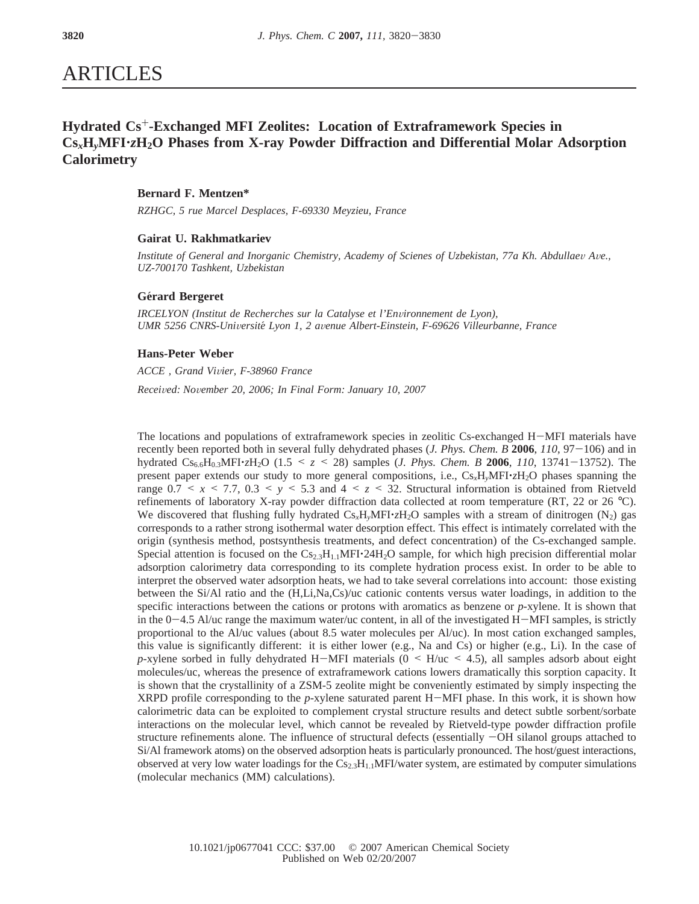# ARTICLES

## Hydrated $Cs^+$-Exchanged MFI Zeolites: Location of Extraframework Species in $Cs_xH_yMFI{\cdot}zH_2O$ Phases from X-ray Powder Diffraction and Differential Molar Adsorption Calorimetry

**Bernard F. Mentzen***

*RZHGC, 5 rue Marcel Desplaces, F-69330 Meyzieu, France*

**Gairat U. Rakhmatkariev**

*Institute of General and Inorganic Chemistry, Academy of Scienes of Uzbekistan, 77a Kh. Abdullaev Ave., UZ-700170 Tashkent, Uzbekistan*

**Gérard Bergeret**

*IRCELYON (Institut de Recherches sur la Catalyse et l'Environnement de Lyon), UMR 5256 CNRS-Université Lyon 1, 2 avenue Albert-Einstein, F-69626 Villeurbanne, France*

**Hans-Peter Weber**

*ACCE , Grand Vivier, F-38960 France*

*Received: November 20, 2006; In Final Form: January 10, 2007*

The locations and populations of extraframework species in zeolitic Cs-exchanged H−MFI materials have recently been reported both in several fully dehydrated phases (*J. Phys. Chem. B* **2006**, *110*, 97−106) and in hydrated $Cs_{6.6}H_{0.3}MFI{\cdot}zH_2O$ ($1.5 < z < 28$) samples (*J. Phys. Chem. B* **2006**, *110*, 13741−13752). The present paper extends our study to more general compositions, i.e., $Cs_xH_yMFI{\cdot}zH_2O$ phases spanning the range $0.7 < x < 7.7$, $0.3 < y < 5.3$ and $4 < z < 32$. Structural information is obtained from Rietveld refinements of laboratory X-ray powder diffraction data collected at room temperature (RT, 22 or 26 °C). We discovered that flushing fully hydrated $Cs_xH_yMFI{\cdot}zH_2O$ samples with a stream of dinitrogen ($N_2$) gas corresponds to a rather strong isothermal water desorption effect. This effect is intimately correlated with the origin (synthesis method, postsynthesis treatments, and defect concentration) of the Cs-exchanged sample. Special attention is focused on the $Cs_{2.3}H_{1.1}MFI{\cdot}24H_2O$ sample, for which high precision differential molar adsorption calorimetry data corresponding to its complete hydration process exist. In order to be able to interpret the observed water adsorption heats, we had to take several correlations into account: those existing between the Si/Al ratio and the (H,Li,Na,Cs)/uc cationic contents versus water loadings, in addition to the specific interactions between the cations or protons with aromatics as benzene or *p*-xylene. It is shown that in the 0−4.5 Al/uc range the maximum water/uc content, in all of the investigated H−MFI samples, is strictly proportional to the Al/uc values (about 8.5 water molecules per Al/uc). In most cation exchanged samples, this value is significantly different: it is either lower (e.g., Na and Cs) or higher (e.g., Li). In the case of *p*-xylene sorbed in fully dehydrated H−MFI materials ($0 <$ H/uc $< 4.5$), all samples adsorb about eight molecules/uc, whereas the presence of extraframework cations lowers dramatically this sorption capacity. It is shown that the crystallinity of a ZSM-5 zeolite might be conveniently estimated by simply inspecting the XRPD profile corresponding to the *p*-xylene saturated parent H−MFI phase. In this work, it is shown how calorimetric data can be exploited to complement crystal structure results and detect subtle sorbent/sorbate interactions on the molecular level, which cannot be revealed by Rietveld-type powder diffraction profile structure refinements alone. The influence of structural defects (essentially −OH silanol groups attached to Si/Al framework atoms) on the observed adsorption heats is particularly pronounced. The host/guest interactions, observed at very low water loadings for the $Cs_{2.3}H_{1.1}MFI$/water system, are estimated by computer simulations (molecular mechanics (MM) calculations).

10.1021/jp0677041 CCC: $37.00 © 2007 American Chemical Society
Published on Web 02/20/2007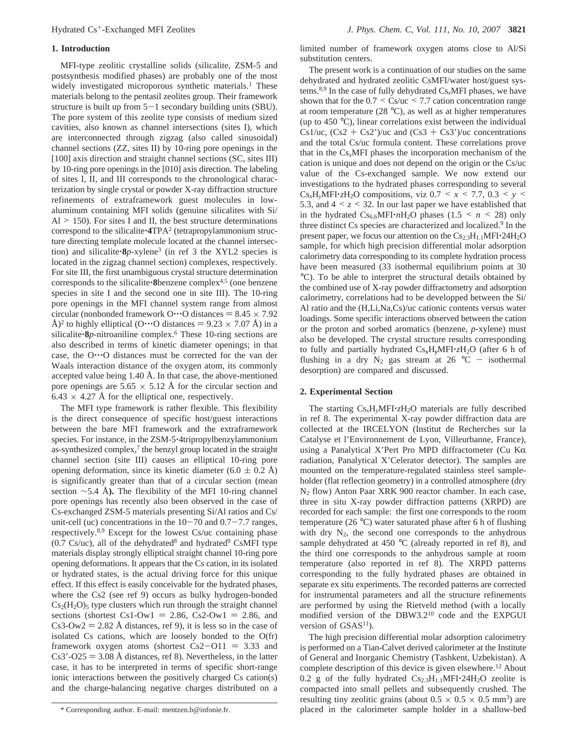## 1. Introduction

MFI-type zeolitic crystalline solids (silicalite, ZSM-5 and postsynthesis modified phases) are probably one of the most widely investigated microporous synthetic materials.[1] These materials belong to the pentasil zeolites group. Their framework structure is built up from 5−1 secondary building units (SBU). The pore system of this zeolite type consists of medium sized cavities, also known as channel intersections (sites I), which are interconnected through zigzag (also called sinusoidal) channel sections (ZZ, sites II) by 10-ring pore openings in the [100] axis direction and straight channel sections (SC, sites III) by 10-ring pore openings in the [010] axis direction. The labeling of sites I, II, and III corresponds to the chronological characterization by single crystal or powder X-ray diffraction structure refinements of extraframework guest molecules in low-aluminum containing MFI solids (genuine silicalites with Si/Al > 150). For sites I and II, the best structure determinations correspond to the silicalite·**4**TPA[2] (tetrapropylammonium structure directing template molecule located at the channel intersection) and silicalite·**8***p*-xylene[3] (in ref 3 the XYL2 species is located in the zigzag channel section) complexes, respectively. For site III, the first unambiguous crystal structure determination corresponds to the silicalite·**8**benzene complex[4,5] (one benzene species in site I and the second one in site III). The 10-ring pore openings in the MFI channel system range from almost circular (nonbonded framework O···O distances = 8.45 × 7.92 Å)[2] to highly elliptical (O···O distances = 9.23 × 7.07 Å) in a silicalite·**8***p*-nitroaniline complex.[6] These 10-ring sections are also described in terms of kinetic diameter openings; in that case, the O···O distances must be corrected for the van der Waals interaction distance of the oxygen atom, its commonly accepted value being 1.40 Å. In that case, the above-mentioned pore openings are 5.65 × 5.12 Å for the circular section and 6.43 × 4.27 Å for the elliptical one, respectively.

The MFI type framework is rather flexible. This flexibility is the direct consequence of specific host/guest interactions between the bare MFI framework and the extraframework species. For instance, in the ZSM-5·4tripropylbenzylammonium as-synthesized complex,[7] the benzyl group located in the straight channel section (site III) causes an elliptical 10-ring pore opening deformation, since its kinetic diameter (6.0 ± 0.2 Å) is significantly greater than that of a circular section (mean section ∼5.4 Å**).** The flexibility of the MFI 10-ring channel pore openings has recently also been observed in the case of Cs-exchanged ZSM-5 materials presenting Si/Al ratios and Cs/unit-cell (uc) concentrations in the 10−70 and 0.7−7.7 ranges, respectively.[8,9] Except for the lowest Cs/uc containing phase (0.7 Cs/uc), all of the dehydrated[8] and hydrated[9] CsMFI type materials display strongly elliptical straight channel 10-ring pore opening deformations. It appears that the Cs cation, in its isolated or hydrated states, is the actual driving force for this unique effect. If this effect is easily conceivable for the hydrated phases, where the Cs2 (see ref 9) occurs as bulky hydrogen-bonded $Cs_2(H_2O)_5$ type clusters which run through the straight channel sections (shortest Cs1-Ow1 = 2.86, Cs2-Ow1 = 2.86, and Cs3-Ow2 = 2.82 Å distances, ref 9), it is less so in the case of isolated Cs cations, which are loosely bonded to the O(fr) framework oxygen atoms (shortest Cs2−O11 = 3.33 and Cs3'-O25 = 3.08 Å distances, ref 8). Nevertheless, in the latter case, it has to be interpreted in terms of specific short-range ionic interactions between the positively charged Cs cation(s) and the charge-balancing negative charges distributed on a limited number of framework oxygen atoms close to Al/Si substitution centers.

The present work is a continuation of our studies on the same dehydrated and hydrated zeolitic CsMFI/water host/guest systems.[8,9] In the case of fully dehydrated $Cs_x$MFI phases, we have shown that for the 0.7 < Cs/uc < 7.7 cation concentration range at room temperature (28 °C), as well as at higher temperatures (up to 450 °C), linear correlations exist between the individual Cs1/uc, (Cs2 + Cs2')/uc and (Cs3 + Cs3')/uc concentrations and the total Cs/uc formula content. These correlations prove that in the $Cs_x$MFI phases the incorporation mechanism of the cation is unique and does not depend on the origin or the Cs/uc value of the Cs-exchanged sample. We now extend our investigations to the hydrated phases corresponding to several $Cs_xH_y$MFI·$z$$H_2O$ compositions, viz $0.7 < x < 7.7$, $0.3 < y < 5.3$, and $4 < z < 32$. In our last paper we have established that in the hydrated $Cs_{6.6}$MFI·$n$$H_2O$ phases ($1.5 < n < 28$) only three distinct Cs species are characterized and localized.[9] In the present paper, we focus our attention on the $Cs_{2.3}H_{1.1}$MFI·24$H_2O$ sample, for which high precision differential molar adsorption calorimetry data corresponding to its complete hydration process have been measured (33 isothermal equilibrium points at 30 °C). To be able to interpret the structural details obtained by the combined use of X-ray powder diffractometry and adsorption calorimetry, correlations had to be developped between the Si/Al ratio and the (H,Li,Na,Cs)/uc cationic contents versus water loadings. Some specific interactions observed between the cation or the proton and sorbed aromatics (benzene, *p*-xylene) must also be developed. The crystal structure results corresponding to fully and partially hydrated $Cs_xH_y$MFI·$z$$H_2O$ (after 6 h of flushing in a dry $N_2$ gas stream at 26 °C − isothermal desorption) are compared and discussed.

## 2. Experimental Section

The starting $Cs_xH_y$MFI·$z$$H_2O$ materials are fully described in ref 8. The experimental X-ray powder diffraction data are collected at the IRCELYON (Institut de Recherches sur la Catalyse et l'Environnement de Lyon, Villeurbanne, France), using a Panalytical X'Pert Pro MPD diffractometer (Cu Kα radiation, Panalytical X'Celerator detector). The samples are mounted on the temperature-regulated stainless steel sample-holder (flat reflection geometry) in a controlled atmosphere (dry $N_2$ flow) Anton Paar XRK 900 reactor chamber. In each case, three in situ X-ray powder diffraction patterns (XRPD) are recorded for each sample: the first one corresponds to the room temperature (26 °C) water saturated phase after 6 h of flushing with dry $N_2$, the second one corresponds to the anhydrous sample dehydrated at 450 °C (already reported in ref 8), and the third one corresponds to the anhydrous sample at room temperature (also reported in ref 8). The XRPD patterns corresponding to the fully hydrated phases are obtained in separate ex situ experiments. The recorded patterns are corrected for instrumental parameters and all the structure refinements are performed by using the Rietveld method (with a locally modified version of the DBW3.2[10] code and the EXPGUI version of GSAS[11]).

The high precision differential molar adsorption calorimetry is performed on a Tian-Calvet derived calorimeter at the Institute of General and Inorganic Chemistry (Tashkent, Uzbekistan). A complete description of this device is given elsewhere.[12] About 0.2 g of the fully hydrated $Cs_{2.3}H_{1.1}$MFI·24$H_2O$ zeolite is compacted into small pellets and subsequently crushed. The resulting tiny zeolitic grains (about 0.5 × 0.5 × 0.5 mm³) are placed in the calorimeter sample holder in a shallow-bed

\* Corresponding author. E-mail: mentzen.b@infonie.fr.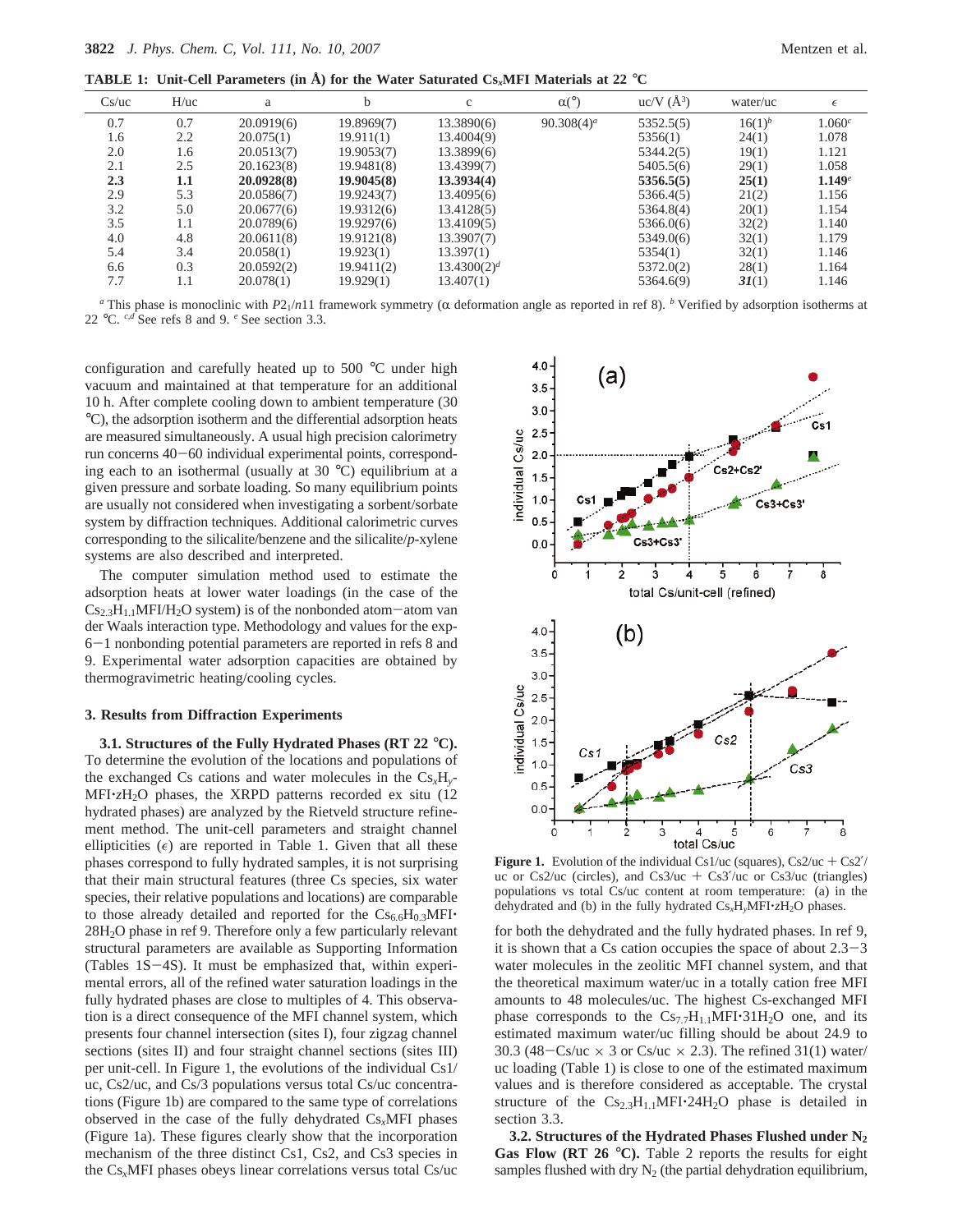**TABLE 1: Unit-Cell Parameters (in Å) for the Water Saturated $Cs_xMFI$ Materials at 22 °C**

| Cs/uc | H/uc | a | b | c | α(°) | uc/V (Å$^3$) | water/uc | ε |
|---|---|---|---|---|---|---|---|---|
| 0.7 | 0.7 | 20.0919(6) | 19.8969(7) | 13.3890(6) | 90.308(4)[a] | 5352.5(5) | 16(1)[b] | 1.060[c] |
| 1.6 | 2.2 | 20.075(1) | 19.911(1) | 13.4004(9) | | 5356(1) | 24(1) | 1.078 |
| 2.0 | 1.6 | 20.0513(7) | 19.9053(7) | 13.3899(6) | | 5344.2(5) | 19(1) | 1.121 |
| 2.1 | 2.5 | 20.1623(8) | 19.9481(8) | 13.4399(7) | | 5405.5(6) | 29(1) | 1.058 |
| **2.3** | **1.1** | **20.0928(8)** | **19.9045(8)** | **13.3934(4)** | | **5356.5(5)** | **25(1)** | **1.149**[e] |
| 2.9 | 5.3 | 20.0586(7) | 19.9243(7) | 13.4095(6) | | 5366.4(5) | 21(2) | 1.156 |
| 3.2 | 5.0 | 20.0677(6) | 19.9312(6) | 13.4128(5) | | 5364.8(4) | 20(1) | 1.154 |
| 3.5 | 1.1 | 20.0789(6) | 19.9297(6) | 13.4109(5) | | 5366.0(6) | 32(2) | 1.140 |
| 4.0 | 4.8 | 20.0611(8) | 19.9121(8) | 13.3907(7) | | 5349.0(6) | 32(1) | 1.179 |
| 5.4 | 3.4 | 20.058(1) | 19.923(1) | 13.397(1) | | 5354(1) | 32(1) | 1.146 |
| 6.6 | 0.3 | 20.0592(2) | 19.9411(2) | 13.4300(2)[d] | | 5372.0(2) | 28(1) | 1.164 |
| 7.7 | 1.1 | 20.078(1) | 19.929(1) | 13.407(1) | | 5364.6(9) | ***31***(1) | 1.146 |

[a] This phase is monoclinic with $P2_1/n11$ framework symmetry (α deformation angle as reported in ref 8). [b] Verified by adsorption isotherms at 22 °C. [c,d] See refs 8 and 9. [e] See section 3.3.

configuration and carefully heated up to 500 °C under high vacuum and maintained at that temperature for an additional 10 h. After complete cooling down to ambient temperature (30 °C), the adsorption isotherm and the differential adsorption heats are measured simultaneously. A usual high precision calorimetry run concerns 40−60 individual experimental points, corresponding each to an isothermal (usually at 30 °C) equilibrium at a given pressure and sorbate loading. So many equilibrium points are usually not considered when investigating a sorbent/sorbate system by diffraction techniques. Additional calorimetric curves corresponding to the silicalite/benzene and the silicalite/*p*-xylene systems are also described and interpreted.

The computer simulation method used to estimate the adsorption heats at lower water loadings (in the case of the $Cs_{2.3}H_{1.1}MFI/H_2O$ system) is of the nonbonded atom−atom van der Waals interaction type. Methodology and values for the exp-6−1 nonbonding potential parameters are reported in refs 8 and 9. Experimental water adsorption capacities are obtained by thermogravimetric heating/cooling cycles.

## 3. Results from Diffraction Experiments

**3.1. Structures of the Fully Hydrated Phases (RT 22 °C).** To determine the evolution of the locations and populations of the exchanged Cs cations and water molecules in the $Cs_xH_yMFI\cdot zH_2O$ phases, the XRPD patterns recorded ex situ (12 hydrated phases) are analyzed by the Rietveld structure refinement method. The unit-cell parameters and straight channel ellipticities (ε) are reported in Table 1. Given that all these phases correspond to fully hydrated samples, it is not surprising that their main structural features (three Cs species, six water species, their relative populations and locations) are comparable to those already detailed and reported for the $Cs_{6.6}H_{0.3}MFI\cdot 28H_2O$ phase in ref 9. Therefore only a few particularly relevant structural parameters are available as Supporting Information (Tables 1S−4S). It must be emphasized that, within experimental errors, all of the refined water saturation loadings in the fully hydrated phases are close to multiples of 4. This observation is a direct consequence of the MFI channel system, which presents four channel intersection (sites I), four zigzag channel sections (sites II) and four straight channel sections (sites III) per unit-cell. In Figure 1, the evolutions of the individual Cs1/uc, Cs2/uc, and Cs/3 populations versus total Cs/uc concentrations (Figure 1b) are compared to the same type of correlations observed in the case of the fully dehydrated $Cs_xMFI$ phases (Figure 1a). These figures clearly show that the incorporation mechanism of the three distinct Cs1, Cs2, and Cs3 species in the $Cs_xMFI$ phases obeys linear correlations versus total Cs/uc for both the dehydrated and the fully hydrated phases. In ref 9, it is shown that a Cs cation occupies the space of about 2.3−3 water molecules in the zeolitic MFI channel system, and that the theoretical maximum water/uc in a totally cation free MFI amounts to 48 molecules/uc. The highest Cs-exchanged MFI phase corresponds to the $Cs_{7.7}H_{1.1}MFI\cdot 31H_2O$ one, and its estimated maximum water/uc filling should be about 24.9 to 30.3 (48−Cs/uc × 3 or Cs/uc × 2.3). The refined 31(1) water/uc loading (Table 1) is close to one of the estimated maximum values and is therefore considered as acceptable. The crystal structure of the $Cs_{2.3}H_{1.1}MFI\cdot 24H_2O$ phase is detailed in section 3.3.

**Figure 1.** Evolution of the individual Cs1/uc (squares), Cs2/uc + Cs2′/uc or Cs2/uc (circles), and Cs3/uc + Cs3′/uc or Cs3/uc (triangles) populations vs total Cs/uc content at room temperature: (a) in the dehydrated and (b) in the fully hydrated $Cs_xH_yMFI\cdot zH_2O$ phases.

**3.2. Structures of the Hydrated Phases Flushed under $N_2$ Gas Flow (RT 26 °C).** Table 2 reports the results for eight samples flushed with dry $N_2$ (the partial dehydration equilibrium,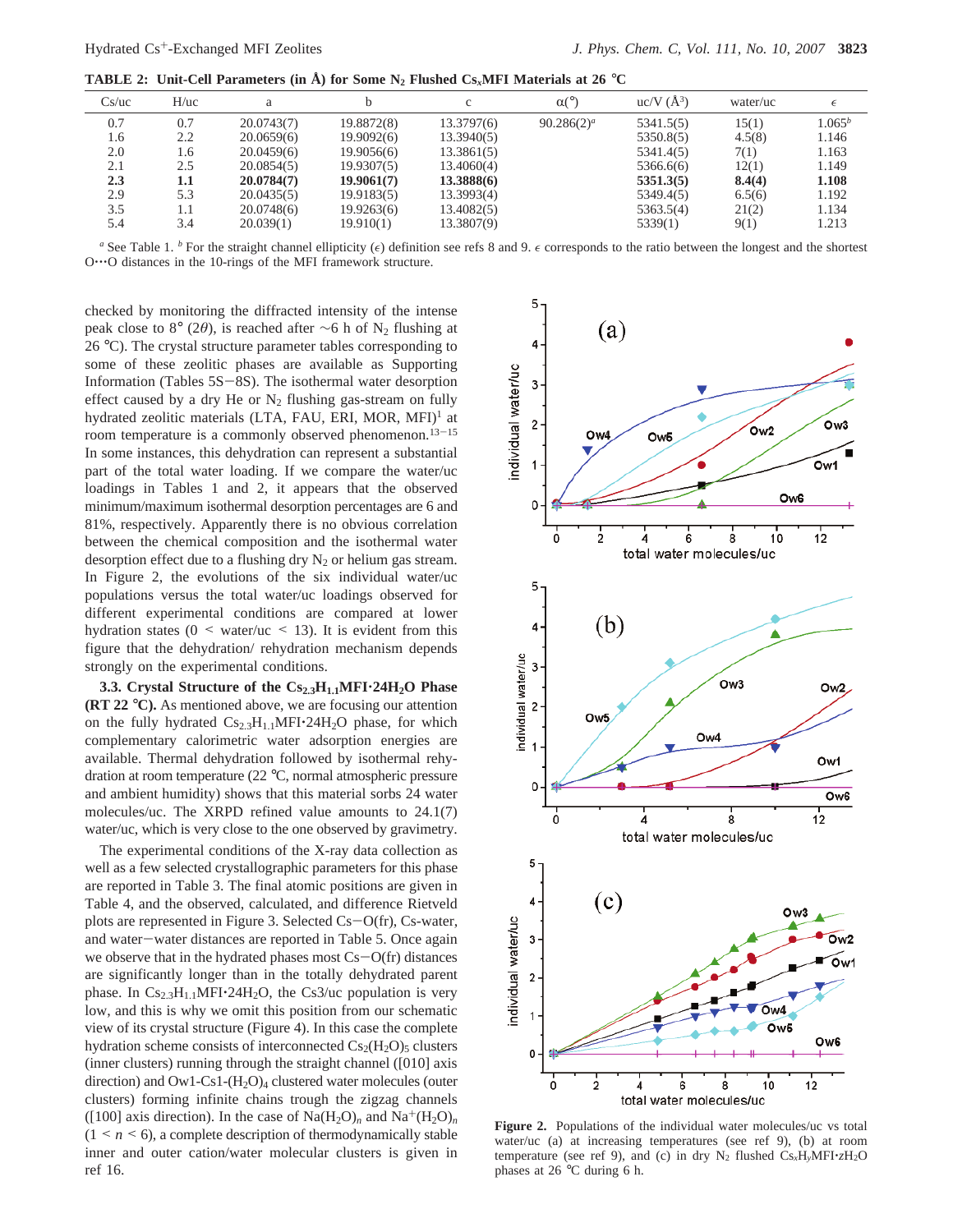**TABLE 2: Unit-Cell Parameters (in Å) for Some $N_2$ Flushed $Cs_x$MFI Materials at 26 °C**

| Cs/uc | H/uc | a | b | c | α(°) | uc/V (Å$^3$) | water/uc | ε |
|---|---|---|---|---|---|---|---|---|
| 0.7 | 0.7 | 20.0743(7) | 19.8872(8) | 13.3797(6) | 90.286(2)[a] | 5341.5(5) | 15(1) | 1.065[b] |
| 1.6 | 2.2 | 20.0659(6) | 19.9092(6) | 13.3940(5) | | 5350.8(5) | 4.5(8) | 1.146 |
| 2.0 | 1.6 | 20.0459(6) | 19.9056(6) | 13.3861(5) | | 5341.4(5) | 7(1) | 1.163 |
| 2.1 | 2.5 | 20.0854(5) | 19.9307(5) | 13.4060(4) | | 5366.6(6) | 12(1) | 1.149 |
| **2.3** | **1.1** | **20.0784(7)** | **19.9061(7)** | **13.3888(6)** | | **5351.3(5)** | **8.4(4)** | **1.108** |
| 2.9 | 5.3 | 20.0435(5) | 19.9183(5) | 13.3993(4) | | 5349.4(5) | 6.5(6) | 1.192 |
| 3.5 | 1.1 | 20.0748(6) | 19.9263(6) | 13.4082(5) | | 5363.5(4) | 21(2) | 1.134 |
| 5.4 | 3.4 | 20.039(1) | 19.910(1) | 13.3807(9) | | 5339(1) | 9(1) | 1.213 |

[a] See Table 1. [b] For the straight channel ellipticity (ε) definition see refs 8 and 9. ε corresponds to the ratio between the longest and the shortest O···O distances in the 10-rings of the MFI framework structure.

checked by monitoring the diffracted intensity of the intense peak close to 8° (2θ), is reached after ~6 h of $N_2$ flushing at 26 °C). The crystal structure parameter tables corresponding to some of these zeolitic phases are available as Supporting Information (Tables 5S−8S). The isothermal water desorption effect caused by a dry He or $N_2$ flushing gas-stream on fully hydrated zeolitic materials (LTA, FAU, ERI, MOR, MFI)[1] at room temperature is a commonly observed phenomenon.[13−15] In some instances, this dehydration can represent a substantial part of the total water loading. If we compare the water/uc loadings in Tables 1 and 2, it appears that the observed minimum/maximum isothermal desorption percentages are 6 and 81%, respectively. Apparently there is no obvious correlation between the chemical composition and the isothermal water desorption effect due to a flushing dry $N_2$ or helium gas stream. In Figure 2, the evolutions of the six individual water/uc populations versus the total water/uc loadings observed for different experimental conditions are compared at lower hydration states (0 < water/uc < 13). It is evident from this figure that the dehydration/ rehydration mechanism depends strongly on the experimental conditions.

**3.3. Crystal Structure of the $Cs_{2.3}H_{1.1}MFI{\cdot}24H_2O$ Phase (RT 22 °C).** As mentioned above, we are focusing our attention on the fully hydrated $Cs_{2.3}H_{1.1}MFI{\cdot}24H_2O$ phase, for which complementary calorimetric water adsorption energies are available. Thermal dehydration followed by isothermal rehydration at room temperature (22 °C, normal atmospheric pressure and ambient humidity) shows that this material sorbs 24 water molecules/uc. The XRPD refined value amounts to 24.1(7) water/uc, which is very close to the one observed by gravimetry.

The experimental conditions of the X-ray data collection as well as a few selected crystallographic parameters for this phase are reported in Table 3. The final atomic positions are given in Table 4, and the observed, calculated, and difference Rietveld plots are represented in Figure 3. Selected Cs−O(fr), Cs-water, and water−water distances are reported in Table 5. Once again we observe that in the hydrated phases most Cs−O(fr) distances are significantly longer than in the totally dehydrated parent phase. In $Cs_{2.3}H_{1.1}MFI{\cdot}24H_2O$, the Cs3/uc population is very low, and this is why we omit this position from our schematic view of its crystal structure (Figure 4). In this case the complete hydration scheme consists of interconnected $Cs_2(H_2O)_5$ clusters (inner clusters) running through the straight channel ([010] axis direction) and Ow1-Cs1-$(H_2O)_4$ clustered water molecules (outer clusters) forming infinite chains trough the zigzag channels ([100] axis direction). In the case of $Na(H_2O)_n$ and $Na^+(H_2O)_n$ (1 < n < 6), a complete description of thermodynamically stable inner and outer cation/water molecular clusters is given in ref 16.

**Figure 2.** Populations of the individual water molecules/uc vs total water/uc (a) at increasing temperatures (see ref 9), (b) at room temperature (see ref 9), and (c) in dry $N_2$ flushed $Cs_xH_yMFI{\cdot}zH_2O$ phases at 26 °C during 6 h.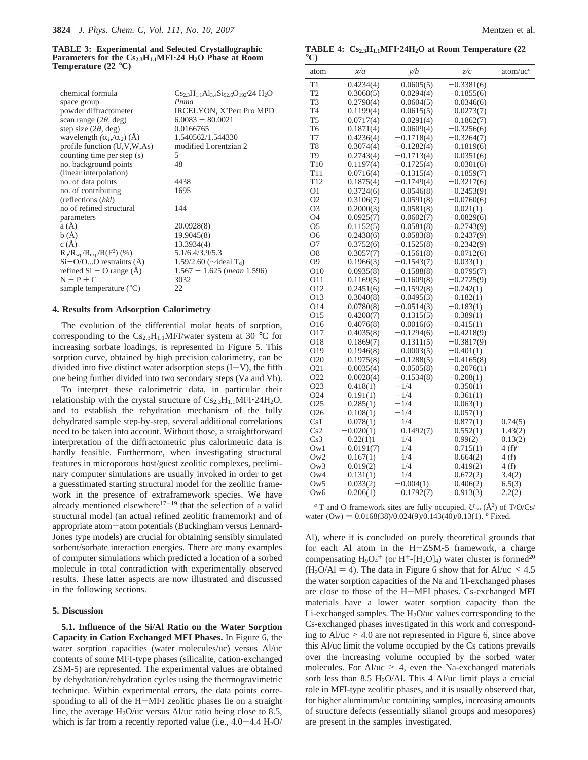**TABLE 3: Experimental and Selected Crystallographic Parameters for the $Cs_{2.3}H_{1.1}MFI{\cdot}24\ H_2O$ Phase at Room Temperature (22 °C)**

| | |
|---|---|
| chemical formula | $Cs_{2.3}H_{1.1}Al_{3.4}Si_{92.6}O_{192}{\cdot}24\ H_2O$ |
| space group | *Pnma* |
| powder diffractometer | IRCELYON, X'Pert Pro MPD |
| scan range (2θ, deg) | 6.0083 − 80.0021 |
| step size (2θ, deg) | 0.0166765 |
| wavelength ($\alpha_1/\alpha_2$) (Å) | 1.540562/1.544330 |
| profile function (U,V,W,As) | modified Lorentzian 2 |
| counting time per step (s) | 5 |
| no. background points (linear interpolation) | 48 |
| no. of data points | 4438 |
| no. of contributing (reflections (*hkl*) | 1695 |
| no of refined structural parameters | 144 |
| a (Å) | 20.0928(8) |
| b (Å) | 19.9045(8) |
| c (Å) | 13.3934(4) |
| $R_p/R_{wp}/R_{exp}/R(F^2)$ (%) | 5.1/6.4/3.9/5.3 |
| Si−O/O...O restraints (Å) | 1.59/2.60 (∼ideal $T_d$) |
| refined Si − O range (Å) | 1.567 − 1.625 (*mean* 1.596) |
| N − P + C | 3032 |
| sample temperature (°C) | 22 |

**TABLE 4: $Cs_{2.3}H_{1.1}MFI{\cdot}24H_2O$ at Room Temperature (22 °C)**

| atom | *x/a* | *y/b* | *z/c* | atom/uc[a] |
|---|---|---|---|---|
| T1 | 0.4234(4) | 0.0605(5) | −0.3381(6) | |
| T2 | 0.3068(5) | 0.0294(4) | −0.1855(6) | |
| T3 | 0.2798(4) | 0.0604(5) | 0.0346(6) | |
| T4 | 0.1199(4) | 0.0615(5) | 0.0273(7) | |
| T5 | 0.0717(4) | 0.0291(4) | −0.1862(7) | |
| T6 | 0.1871(4) | 0.0609(4) | −0.3256(6) | |
| T7 | 0.4236(4) | −0.1718(4) | −0.3264(7) | |
| T8 | 0.3074(4) | −0.1282(4) | −0.1819(6) | |
| T9 | 0.2743(4) | −0.1713(4) | 0.0351(6) | |
| T10 | 0.1197(4) | −0.1725(4) | 0.0301(6) | |
| T11 | 0.0716(4) | −0.1315(4) | −0.1859(7) | |
| T12 | 0.1875(4) | −0.1749(4) | −0.3217(6) | |
| O1 | 0.3724(6) | 0.0546(8) | −0.2453(9) | |
| O2 | 0.3106(7) | 0.0591(8) | −0.0760(6) | |
| O3 | 0.2000(3) | 0.0581(8) | 0.021(1) | |
| O4 | 0.0925(7) | 0.0602(7) | −0.0829(6) | |
| O5 | 0.1152(5) | 0.0581(8) | −0.2743(9) | |
| O6 | 0.2438(6) | 0.0583(8) | −0.2437(9) | |
| O7 | 0.3752(6) | −0.1525(8) | −0.2342(9) | |
| O8 | 0.3057(7) | −0.1561(8) | −0.0712(6) | |
| O9 | 0.1966(3) | −0.1543(7) | 0.033(1) | |
| O10 | 0.0935(8) | −0.1588(8) | −0.0795(7) | |
| O11 | 0.1169(5) | −0.1609(8) | −0.2725(9) | |
| O12 | 0.2451(6) | −0.1592(8) | −0.242(1) | |
| O13 | 0.3040(8) | −0.0495(3) | −0.182(1) | |
| O14 | 0.0780(8) | −0.0514(3) | −0.183(1) | |
| O15 | 0.4208(7) | 0.1315(5) | −0.389(1) | |
| O16 | 0.4076(8) | 0.0016(6) | −0.415(1) | |
| O17 | 0.4035(8) | −0.1294(6) | −0.4218(9) | |
| O18 | 0.1869(7) | 0.1311(5) | −0.3817(9) | |
| O19 | 0.1946(8) | 0.0003(5) | −0.401(1) | |
| O20 | 0.1975(8) | −0.1288(5) | −0.4165(8) | |
| O21 | −0.0035(4) | 0.0505(8) | −0.2076(1) | |
| O22 | −0.0028(4) | −0.1534(8) | −0.208(1) | |
| O23 | 0.418(1) | −1/4 | −0.350(1) | |
| O24 | 0.191(1) | −1/4 | −0.361(1) | |
| O25 | 0.285(1) | −1/4 | 0.063(1) | |
| O26 | 0.108(1) | −1/4 | 0.057(1) | |
| Cs1 | 0.078(1) | 1/4 | 0.877(1) | 0.74(5) |
| Cs2 | −0.020(1) | 0.1492(7) | 0.552(1) | 1.43(2) |
| Cs3 | 0.22(1)1 | 1/4 | 0.99(2) | 0.13(2) |
| Ow1 | −0.0191(7) | 1/4 | 0.715(1) | 4 (f)[b] |
| Ow2 | −0.167(1) | 1/4 | 0.664(2) | 4 (f) |
| Ow3 | 0.019(2) | 1/4 | 0.419(2) | 4 (f) |
| Ow4 | 0.131(1) | 1/4 | 0.672(2) | 3.4(2) |
| Ow5 | 0.033(2) | −0.004(1) | 0.406(2) | 6.5(3) |
| Ow6 | 0.206(1) | 0.1792(7) | 0.913(3) | 2.2(2) |

[a] T and O framework sites are fully occupied. $U_{iso}$ (Å$^2$) of T/O/Cs/water (Ow) = 0.0168(38)/0.024(9)/0.143(40)/0.13(1). [b] Fixed.

## 4. Results from Adsorption Calorimetry

The evolution of the differential molar heats of sorption, corresponding to the $Cs_{2.3}H_{1.1}MFI$/water system at 30 °C for increasing sorbate loadings, is represented in Figure 5. This sorption curve, obtained by high precision calorimetry, can be divided into five distinct water adsorption steps (I−V), the fifth one being further divided into two secondary steps (Va and Vb).

To interpret these calorimetric data, in particular their relationship with the crystal structure of $Cs_{2.3}H_{1.1}MFI{\cdot}24H_2O$, and to establish the rehydration mechanism of the fully dehydrated sample step-by-step, several additional correlations need to be taken into account. Without those, a straightforward interpretation of the diffractometric plus calorimetric data is hardly feasible. Furthermore, when investigating structural features in microporous host/guest zeolitic complexes, preliminary computer simulations are usually invoked in order to get a guesstimated starting structural model for the zeolitic framework in the presence of extraframework species. We have already mentioned elsewhere[17−19] that the selection of a valid structural model (an actual refined zeolitic framemork) and of appropriate atom−atom potentials (Buckingham versus Lennard-Jones type models) are crucial for obtaining sensibly simulated sorbent/sorbate interaction energies. There are many examples of computer simulations which predicted a location of a sorbed molecule in total contradiction with experimentally observed results. These latter aspects are now illustrated and discussed in the following sections.

## 5. Discussion

**5.1. Influence of the Si/Al Ratio on the Water Sorption Capacity in Cation Exchanged MFI Phases.** In Figure 6, the water sorption capacities (water molecules/uc) versus Al/uc contents of some MFI-type phases (silicalite, cation-exchanged ZSM-5) are represented. The experimental values are obtained by dehydration/rehydration cycles using the thermogravimetric technique. Within experimental errors, the data points corresponding to all of the H−MFI zeolitic phases lie on a straight line, the average $H_2O$/uc versus Al/uc ratio being close to 8.5, which is far from a recently reported value (i.e., 4.0−4.4 $H_2O$/Al), where it is concluded on purely theoretical grounds that for each Al atom in the H−ZSM-5 framework, a charge compensating $H_9O_4^+$ (or $H^+$-$[H_2O]_4$) water cluster is formed[20] ($H_2O$/Al = 4). The data in Figure 6 show that for Al/uc < 4.5 the water sorption capacities of the Na and Tl-exchanged phases are close to those of the H−MFI phases. Cs-exchanged MFI materials have a lower water sorption capacity than the Li-exchanged samples. The $H_2O$/uc values corresponding to the Cs-exchanged phases investigated in this work and corresponding to Al/uc > 4.0 are not represented in Figure 6, since above this Al/uc limit the volume occupied by the Cs cations prevails over the increasing volume occupied by the sorbed water molecules. For Al/uc > 4, even the Na-exchanged materials sorb less than 8.5 $H_2O$/Al. This 4 Al/uc limit plays a crucial role in MFI-type zeolitic phases, and it is usually observed that, for higher aluminum/uc containing samples, increasing amounts of structure defects (essentially silanol groups and mesopores) are present in the samples investigated.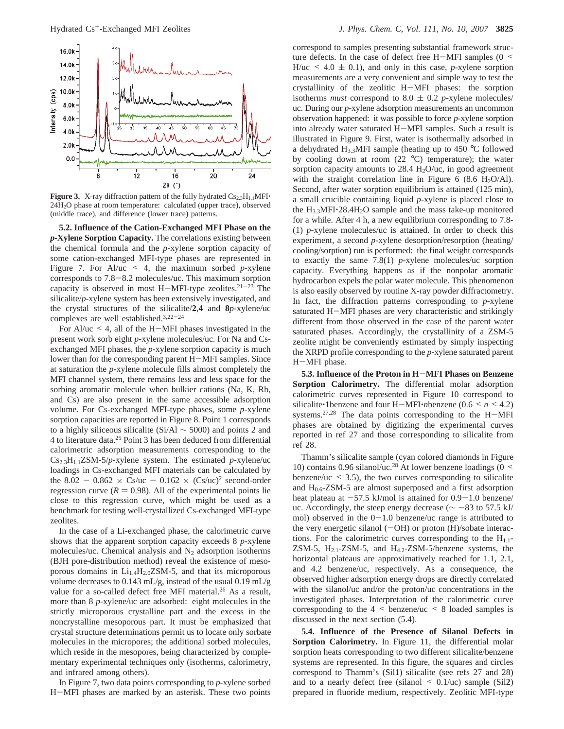**Figure 3.** X-ray diffraction pattern of the fully hydrated $Cs_{2.3}H_{1.1}MFI\cdot24H_2O$ phase at room temperature: calculated (upper trace), observed (middle trace), and difference (lower trace) patterns.

**5.2. Influence of the Cation-Exchanged MFI Phase on the *p*-Xylene Sorption Capacity.** The correlations existing between the chemical formula and the *p*-xylene sorption capacity of some cation-exchanged MFI-type phases are represented in Figure 7. For Al/uc < 4, the maximum sorbed *p*-xylene corresponds to 7.8−8.2 molecules/uc. This maximum sorption capacity is observed in most H−MFI-type zeolites.[21−23] The silicalite/*p*-xylene system has been extensively investigated, and the crystal structures of the silicalite/**2**,**4** and **8***p*-xylene/uc complexes are well established.[3,22−24]

For Al/uc < 4, all of the H−MFI phases investigated in the present work sorb eight *p*-xylene molecules/uc. For Na and Cs-exchanged MFI phases, the *p*-xylene sorption capacity is much lower than for the corresponding parent H−MFI samples. Since at saturation the *p*-xylene molecule fills almost completely the MFI channel system, there remains less and less space for the sorbing aromatic molecule when bulkier cations (Na, K, Rb, and Cs) are also present in the same accessible adsorption volume. For Cs-exchanged MFI-type phases, some *p*-xylene sorption capacities are reported in Figure 8. Point 1 corresponds to a highly siliceous silicalite (Si/Al ∼ 5000) and points 2 and 4 to literature data.[25] Point 3 has been deduced from differential calorimetric adsorption measurements corresponding to the $Cs_{2.3}H_{1.1}$ZSM-5/*p*-xylene system. The estimated *p*-xylene/uc loadings in Cs-exchanged MFI materials can be calculated by the $8.02 - 0.862 \times \text{Cs/uc} - 0.162 \times (\text{Cs/uc})^2$ second-order regression curve ($R = 0.98$). All of the experimental points lie close to this regression curve, which might be used as a benchmark for testing well-crystallized Cs-exchanged MFI-type zeolites.

In the case of a Li-exchanged phase, the calorimetric curve shows that the apparent sorption capacity exceeds 8 *p*-xylene molecules/uc. Chemical analysis and $N_2$ adsorption isotherms (BJH pore-distribution method) reveal the existence of mesoporous domains in $Li_{1.4}H_{2.0}$ZSM-5, and that its microporous volume decreases to 0.143 mL/g, instead of the usual 0.19 mL/g value for a so-called defect free MFI material.[26] As a result, more than 8 *p*-xylene/uc are adsorbed: eight molecules in the strictly microporous crystalline part and the excess in the noncrystalline mesoporous part. It must be emphasized that crystal structure determinations permit us to locate only sorbate molecules in the micropores; the additional sorbed molecules, which reside in the mesopores, being characterized by complementary experimental techniques only (isotherms, calorimetry, and infrared among others).

In Figure 7, two data points corresponding to *p*-xylene sorbed H−MFI phases are marked by an asterisk. These two points correspond to samples presenting substantial framework structure defects. In the case of defect free H−MFI samples (0 < H/uc < 4.0 ± 0.1), and only in this case, *p*-xylene sorption measurements are a very convenient and simple way to test the crystallinity of the zeolitic H−MFI phases: the sorption isotherms *must* correspond to 8.0 ± 0.2 *p*-xylene molecules/uc. During our *p*-xylene adsorption measurements an uncommon observation happened: it was possible to force *p*-xylene sorption into already water saturated H−MFI samples. Such a result is illustrated in Figure 9. First, water is isothermally adsorbed in a dehydrated $H_{3.3}$MFI sample (heating up to 450 °C followed by cooling down at room (22 °C) temperature); the water sorption capacity amounts to 28.4 $H_2O$/uc, in good agreement with the straight correlation line in Figure 6 (8.6 $H_2O$/Al). Second, after water sorption equilibrium is attained (125 min), a small crucible containing liquid *p*-xylene is placed close to the $H_{3.3}MFI\cdot28.4H_2O$ sample and the mass take-up monitored for a while. After 4 h, a new equilibrium corresponding to 7.8(1) *p*-xylene molecules/uc is attained. In order to check this experiment, a second *p*-xylene desorption/resorption (heating/cooling/sorption) run is performed: the final weight corresponds to exactly the same 7.8(1) *p*-xylene molecules/uc sorption capacity. Everything happens as if the nonpolar aromatic hydrocarbon expels the polar water molecule. This phenomenon is also easily observed by routine X-ray powder diffractometry. In fact, the diffraction patterns corresponding to *p*-xylene saturated H−MFI phases are very characteristic and strikingly different from those observed in the case of the parent water saturated phases. Accordingly, the crystallinity of a ZSM-5 zeolite might be conveniently estimated by simply inspecting the XRPD profile corresponding to the *p*-xylene saturated parent H−MFI phase.

**5.3. Influence of the Proton in H−MFI Phases on Benzene Sorption Calorimetry.** The differential molar adsorption calorimetric curves represented in Figure 10 correspond to silicalite·**1**benzene and four H−MFI·*n*benzene (0.6 < *n* < 4.2) systems.[27,28] The data points corresponding to the H−MFI phases are obtained by digitizing the experimental curves reported in ref 27 and those corresponding to silicalite from ref 28.

Thamm's silicalite sample (cyan colored diamonds in Figure 10) contains 0.96 silanol/uc.[28] At lower benzene loadings (0 < benzene/uc < 3.5), the two curves corresponding to silicalite and $H_{0.6}$-ZSM-5 are almost superposed and a first adsorption heat plateau at −57.5 kJ/mol is attained for 0.9−1.0 benzene/uc. Accordingly, the steep energy decrease (∼ −83 to 57.5 kJ/mol) observed in the 0−1.0 benzene/uc range is attributed to the very energetic silanol (−OH) or proton (H)/sobate interactions. For the calorimetric curves corresponding to the $H_{1.1}$-ZSM-5, $H_{2.1}$-ZSM-5, and $H_{4.2}$-ZSM-5/benzene systems, the horizontal plateaus are approximatively reached for 1.1, 2.1, and 4.2 benzene/uc, respectively. As a consequence, the observed higher adsorption energy drops are directly correlated with the silanol/uc and/or the proton/uc concentrations in the investigated phases. Interpretation of the calorimetric curve corresponding to the 4 < benzene/uc < 8 loaded samples is discussed in the next section (5.4).

**5.4. Influence of the Presence of Silanol Defects in Sorption Calorimetry.** In Figure 11, the differential molar sorption heats corresponding to two different silicalite/benzene systems are represented. In this figure, the squares and circles correspond to Thamm's (Sil**1**) silicalite (see refs 27 and 28) and to a nearly defect free (silanol < 0.1/uc) sample (Sil**2**) prepared in fluoride medium, respectively. Zeolitic MFI-type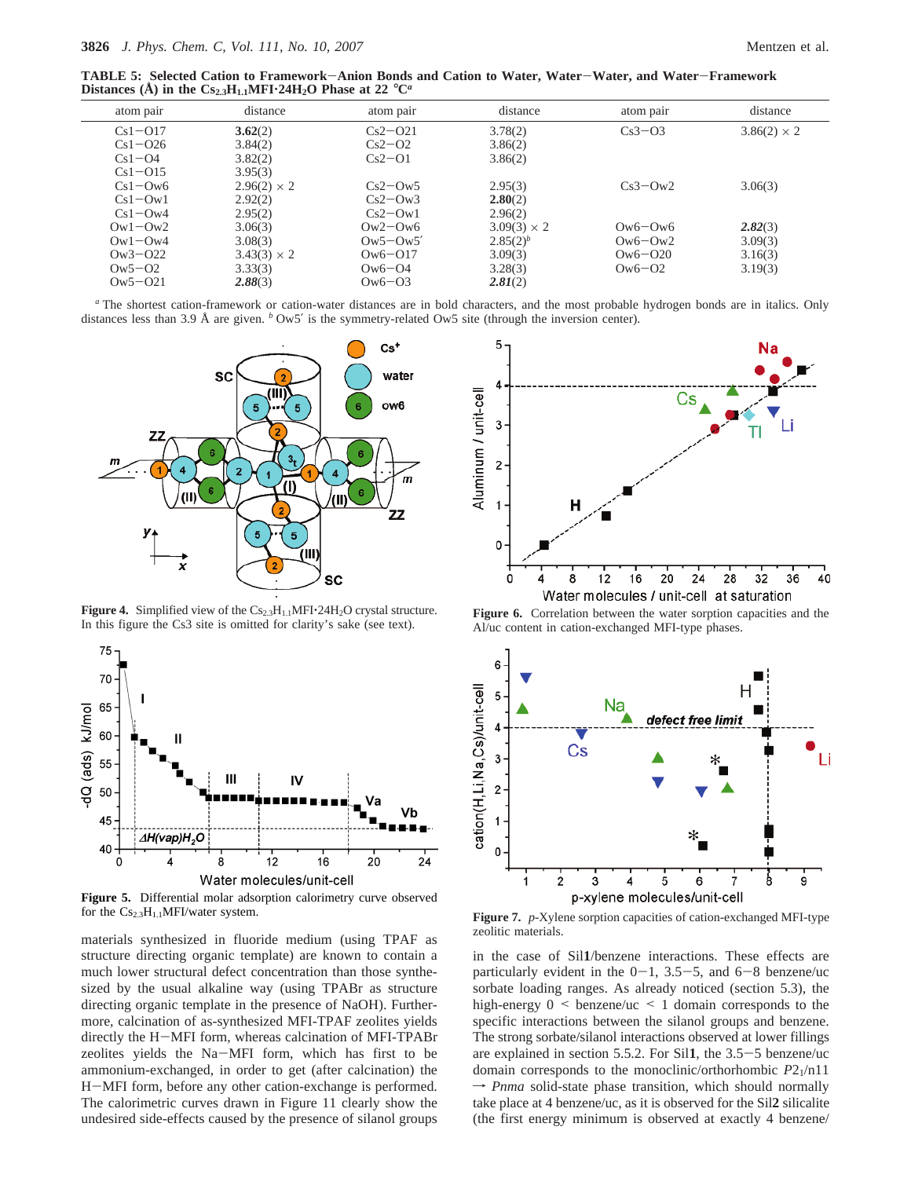**TABLE 5: Selected Cation to Framework–Anion Bonds and Cation to Water, Water–Water, and Water–Framework Distances (Å) in the $Cs_{2.3}H_{1.1}MFI·24H_2O$ Phase at 22 °C**[a]

| atom pair | distance | atom pair | distance | atom pair | distance |
|---|---|---|---|---|---|
| Cs1–O17 | **3.62**(2) | Cs2–O21 | 3.78(2) | Cs3–O3 | 3.86(2) × 2 |
| Cs1–O26 | 3.84(2) | Cs2–O2 | 3.86(2) | | |
| Cs1–O4 | 3.82(2) | Cs2–O1 | 3.86(2) | | |
| Cs1–O15 | 3.95(3) | | | | |
| Cs1–Ow6 | 2.96(2) × 2 | Cs2–Ow5 | 2.95(3) | Cs3–Ow2 | 3.06(3) |
| Cs1–Ow1 | 2.92(2) | Cs2–Ow3 | **2.80**(2) | | |
| Cs1–Ow4 | 2.95(2) | Cs2–Ow1 | 2.96(2) | | |
| Ow1–Ow2 | 3.06(3) | Ow2–Ow6 | 3.09(3) × 2 | Ow6–Ow6 | ***2.82***(3) |
| Ow1–Ow4 | 3.08(3) | Ow5–Ow5′ | 2.85(2)[b] | Ow6–Ow2 | 3.09(3) |
| Ow3–O22 | 3.43(3) × 2 | Ow6–O17 | 3.09(3) | Ow6–O20 | 3.16(3) |
| Ow5–O2 | 3.33(3) | Ow6–O4 | 3.28(3) | Ow6–O2 | 3.19(3) |
| Ow5–O21 | ***2.88***(3) | Ow6–O3 | ***2.81***(2) | | |

[a] The shortest cation-framework or cation-water distances are in bold characters, and the most probable hydrogen bonds are in italics. Only distances less than 3.9 Å are given. [b] Ow5′ is the symmetry-related Ow5 site (through the inversion center).

**Figure 4.** Simplified view of the $Cs_{2.3}H_{1.1}MFI·24H_2O$ crystal structure. In this figure the Cs3 site is omitted for clarity's sake (see text).

**Figure 6.** Correlation between the water sorption capacities and the Al/uc content in cation-exchanged MFI-type phases.

**Figure 5.** Differential molar adsorption calorimetry curve observed for the $Cs_{2.3}H_{1.1}MFI$/water system.

**Figure 7.** *p*-Xylene sorption capacities of cation-exchanged MFI-type zeolitic materials.

materials synthesized in fluoride medium (using TPAF as structure directing organic template) are known to contain a much lower structural defect concentration than those synthesized by the usual alkaline way (using TPABr as structure directing organic template in the presence of NaOH). Furthermore, calcination of as-synthesized MFI-TPAF zeolites yields directly the H–MFI form, whereas calcination of MFI-TPABr zeolites yields the Na–MFI form, which has first to be ammonium-exchanged, in order to get (after calcination) the H–MFI form, before any other cation-exchange is performed. The calorimetric curves drawn in Figure 11 clearly show the undesired side-effects caused by the presence of silanol groups in the case of Sil**1**/benzene interactions. These effects are particularly evident in the 0–1, 3.5–5, and 6–8 benzene/uc sorbate loading ranges. As already noticed (section 5.3), the high-energy 0 < benzene/uc < 1 domain corresponds to the specific interactions between the silanol groups and benzene. The strong sorbate/silanol interactions observed at lower fillings are explained in section 5.5.2. For Sil**1**, the 3.5–5 benzene/uc domain corresponds to the monoclinic/orthorhombic $P2_1/n11 \rightarrow Pnma$ solid-state phase transition, which should normally take place at 4 benzene/uc, as it is observed for the Sil**2** silicalite (the first energy minimum is observed at exactly 4 benzene/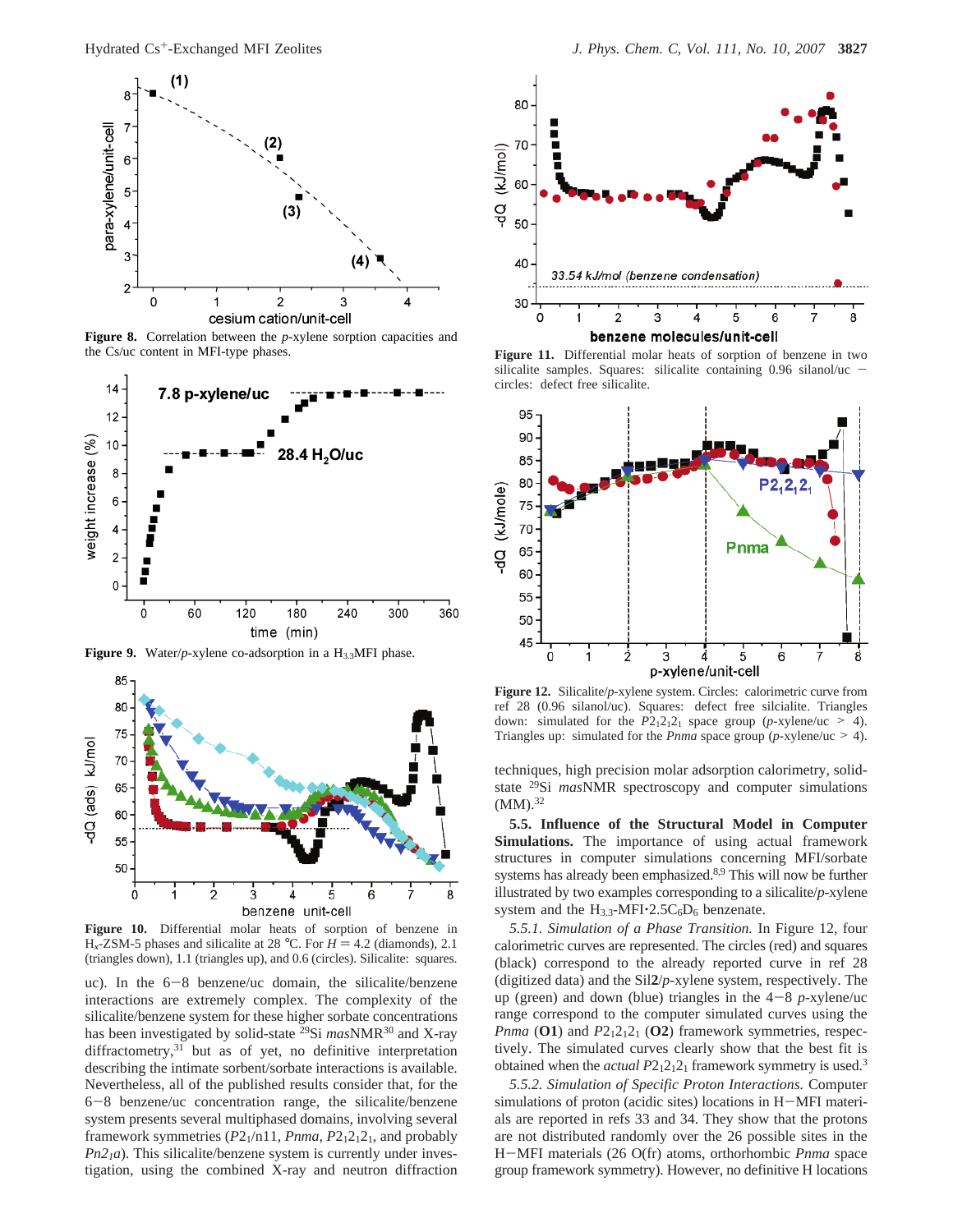**Figure 8.** Correlation between the *p*-xylene sorption capacities and the Cs/uc content in MFI-type phases.

**Figure 9.** Water/*p*-xylene co-adsorption in a $H_{3.3}$MFI phase.

**Figure 10.** Differential molar heats of sorption of benzene in $H_x$-ZSM-5 phases and silicalite at 28 °C. For $H = 4.2$ (diamonds), 2.1 (triangles down), 1.1 (triangles up), and 0.6 (circles). Silicalite: squares.

uc). In the 6−8 benzene/uc domain, the silicalite/benzene interactions are extremely complex. The complexity of the silicalite/benzene system for these higher sorbate concentrations has been investigated by solid-state $^{29}$Si *mas*NMR[30] and X-ray diffractometry,[31] but as of yet, no definitive interpretation describing the intimate sorbent/sorbate interactions is available. Nevertheless, all of the published results consider that, for the 6−8 benzene/uc concentration range, the silicalite/benzene system presents several multiphased domains, involving several framework symmetries ($P2_1$/n11, *Pnma*, $P2_12_12_1$, and probably $Pn2_1a$). This silicalite/benzene system is currently under investigation, using the combined X-ray and neutron diffraction techniques, high precision molar adsorption calorimetry, solid-state $^{29}$Si *mas*NMR spectroscopy and computer simulations (MM).[32]

**Figure 11.** Differential molar heats of sorption of benzene in two silicalite samples. Squares: silicalite containing 0.96 silanol/uc − circles: defect free silicalite.

**Figure 12.** Silicalite/*p*-xylene system. Circles: calorimetric curve from ref 28 (0.96 silanol/uc). Squares: defect free silcalite. Triangles down: simulated for the $P2_12_12_1$ space group (*p*-xylene/uc > 4). Triangles up: simulated for the *Pnma* space group (*p*-xylene/uc > 4).

**5.5. Influence of the Structural Model in Computer Simulations.** The importance of using actual framework structures in computer simulations concerning MFI/sorbate systems has already been emphasized.[8,9] This will now be further illustrated by two examples corresponding to a silicalite/*p*-xylene system and the $H_{3.3}$-MFI·$2.5C_6D_6$ benzenate.

*5.5.1. Simulation of a Phase Transition.* In Figure 12, four calorimetric curves are represented. The circles (red) and squares (black) correspond to the already reported curve in ref 28 (digitized data) and the Sil**2**/*p*-xylene system, respectively. The up (green) and down (blue) triangles in the 4−8 *p*-xylene/uc range correspond to the computer simulated curves using the *Pnma* (**O1**) and $P2_12_12_1$ (**O2**) framework symmetries, respectively. The simulated curves clearly show that the best fit is obtained when the *actual* $P2_12_12_1$ framework symmetry is used.[3]

*5.5.2. Simulation of Specific Proton Interactions.* Computer simulations of proton (acidic sites) locations in H−MFI materials are reported in refs 33 and 34. They show that the protons are not distributed randomly over the 26 possible sites in the H−MFI materials (26 O(fr) atoms, orthorhombic *Pnma* space group framework symmetry). However, no definitive H locations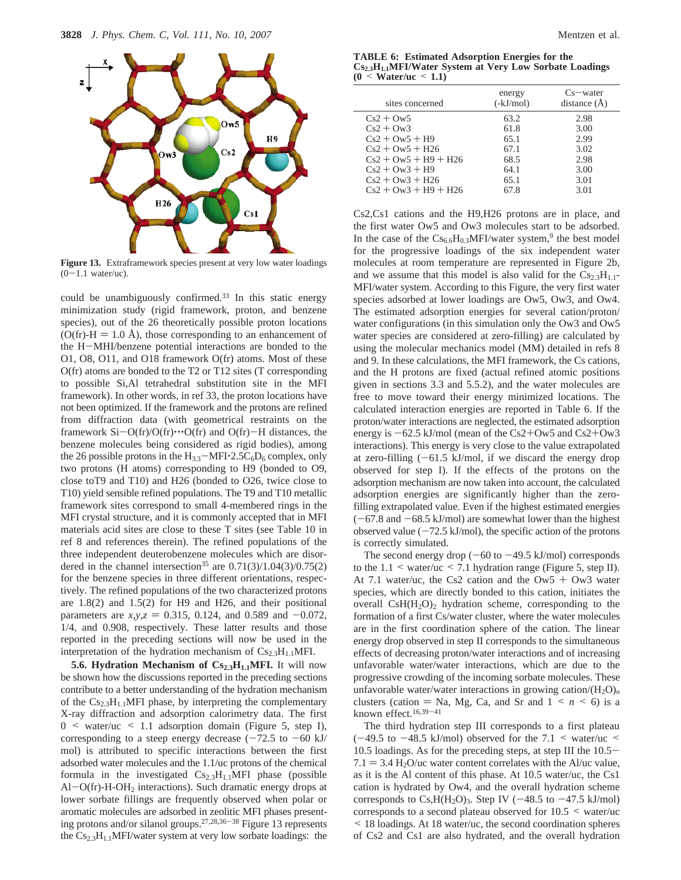Figure 13. Extraframework species present at very low water loadings (0−1.1 water/uc).

could be unambiguously confirmed.[33] In this static energy minimization study (rigid framework, proton, and benzene species), out of the 26 theoretically possible proton locations (O(fr)-H = 1.0 Å), those corresponding to an enhancement of the H−MHI/benzene potential interactions are bonded to the O1, O8, O11, and O18 framework O(fr) atoms. Most of these O(fr) atoms are bonded to the T2 or T12 sites (T corresponding to possible Si,Al tetrahedral substitution site in the MFI framework). In other words, in ref 33, the proton locations have not been optimized. If the framework and the protons are refined from diffraction data (with geometrical restraints on the framework Si−O(fr)/O(fr)···O(fr) and O(fr)−H distances, the benzene molecules being considered as rigid bodies), among the 26 possible protons in the $H_{3.3}$−MFI·2.5$C_6D_6$ complex, only two protons (H atoms) corresponding to H9 (bonded to O9, close toT9 and T10) and H26 (bonded to O26, twice close to T10) yield sensible refined populations. The T9 and T10 metallic framework sites correspond to small 4-membered rings in the MFI crystal structure, and it is commonly accepted that in MFI materials acid sites are close to these T sites (see Table 10 in ref 8 and references therein). The refined populations of the three independent deuterobenzene molecules which are disordered in the channel intersection[35] are 0.71(3)/1.04(3)/0.75(2) for the benzene species in three different orientations, respectively. The refined populations of the two characterized protons are 1.8(2) and 1.5(2) for H9 and H26, and their positional parameters are $x,y,z$ = 0.315, 0.124, and 0.589 and −0.072, 1/4, and 0.908, respectively. These latter results and those reported in the preceding sections will now be used in the interpretation of the hydration mechanism of $Cs_{2.3}H_{1.1}$MFI.

**5.6. Hydration Mechanism of $Cs_{2.3}H_{1.1}$MFI.** It will now be shown how the discussions reported in the preceding sections contribute to a better understanding of the hydration mechanism of the $Cs_{2.3}H_{1.1}$MFI phase, by interpreting the complementary X-ray diffraction and adsorption calorimetry data. The first $0 <$ water/uc $< 1.1$ adsorption domain (Figure 5, step I), corresponding to a steep energy decrease (−72.5 to −60 kJ/mol) is attributed to specific interactions between the first adsorbed water molecules and the 1.1/uc protons of the chemical formula in the investigated $Cs_{2.3}H_{1.1}$MFI phase (possible Al−O(fr)-H-$OH_2$ interactions). Such dramatic energy drops at lower sorbate fillings are frequently observed when polar or aromatic molecules are adsorbed in zeolitic MFI phases presenting protons and/or silanol groups.[27,28,36−38] Figure 13 represents the $Cs_{2.3}H_{1.1}$MFI/water system at very low sorbate loadings: the Cs2,Cs1 cations and the H9,H26 protons are in place, and the first water Ow5 and Ow3 molecules start to be adsorbed. In the case of the $Cs_{6.6}H_{0.3}$MFI/water system,[9] the best model for the progressive loadings of the six independent water molecules at room temperature are represented in Figure 2b, and we assume that this model is also valid for the $Cs_{2.3}H_{1.1}$MFI/water system. According to this Figure, the very first water species adsorbed at lower loadings are Ow5, Ow3, and Ow4. The estimated adsorption energies for several cation/proton/water configurations (in this simulation only the Ow3 and Ow5 water species are considered at zero-filling) are calculated by using the molecular mechanics model (MM) detailed in refs 8 and 9. In these calculations, the MFI framework, the Cs cations, and the H protons are fixed (actual refined atomic positions given in sections 3.3 and 5.5.2), and the water molecules are free to move toward their energy minimized locations. The calculated interaction energies are reported in Table 6. If the proton/water interactions are neglected, the estimated adsorption energy is −62.5 kJ/mol (mean of the Cs2+Ow5 and Cs2+Ow3 interactions). This energy is very close to the value extrapolated at zero-filling (−61.5 kJ/mol, if we discard the energy drop observed for step I). If the effects of the protons on the adsorption mechanism are now taken into account, the calculated adsorption energies are significantly higher than the zero-filling extrapolated value. Even if the highest estimated energies (−67.8 and −68.5 kJ/mol) are somewhat lower than the highest observed value (−72.5 kJ/mol), the specific action of the protons is correctly simulated.

**TABLE 6: Estimated Adsorption Energies for the $Cs_{2.3}H_{1.1}$MFI/Water System at Very Low Sorbate Loadings (0 < Water/uc < 1.1)**

| sites concerned | energy (-kJ/mol) | Cs−water distance (Å) |
|---|---|---|
| Cs2 + Ow5 | 63.2 | 2.98 |
| Cs2 + Ow3 | 61.8 | 3.00 |
| Cs2 + Ow5 + H9 | 65.1 | 2.99 |
| Cs2 + Ow5 + H26 | 67.1 | 3.02 |
| Cs2 + Ow5 + H9 + H26 | 68.5 | 2.98 |
| Cs2 + Ow3 + H9 | 64.1 | 3.00 |
| Cs2 + Ow3 + H26 | 65.1 | 3.01 |
| Cs2 + Ow3 + H9 + H26 | 67.8 | 3.01 |

The second energy drop (−60 to −49.5 kJ/mol) corresponds to the $1.1 <$ water/uc $< 7.1$ hydration range (Figure 5, step II). At 7.1 water/uc, the Cs2 cation and the Ow5 + Ow3 water species, which are directly bonded to this cation, initiates the overall $CsH(H_2O)_2$ hydration scheme, corresponding to the formation of a first Cs/water cluster, where the water molecules are in the first coordination sphere of the cation. The linear energy drop observed in step II corresponds to the simultaneous effects of decreasing proton/water interactions and of increasing unfavorable water/water interactions, which are due to the progressive crowding of the incoming sorbate molecules. These unfavorable water/water interactions in growing cation/$(H_2O)_n$ clusters (cation = Na, Mg, Ca, and Sr and $1 < n < 6$) is a known effect.[16,39−41]

The third hydration step III corresponds to a first plateau (−49.5 to −48.5 kJ/mol) observed for the $7.1 <$ water/uc $<$ 10.5 loadings. As for the preceding steps, at step III the 10.5− 7.1 = 3.4 $H_2O$/uc water content correlates with the Al/uc value, as it is the Al content of this phase. At 10.5 water/uc, the Cs1 cation is hydrated by Ow4, and the overall hydration scheme corresponds to $Cs,H(H_2O)_3$. Step IV (−48.5 to −47.5 kJ/mol) corresponds to a second plateau observed for $10.5 <$ water/uc $< 18$ loadings. At 18 water/uc, the second coordination spheres of Cs2 and Cs1 are also hydrated, and the overall hydration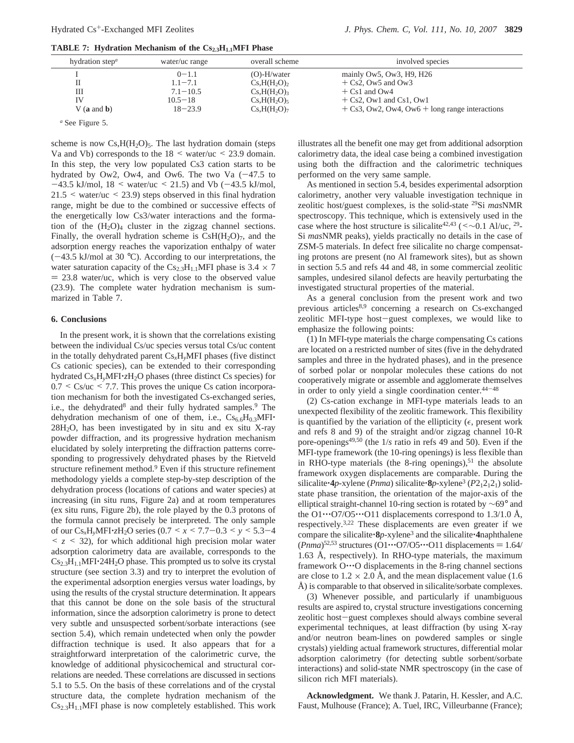**TABLE 7: Hydration Mechanism of the $Cs_{2.3}H_{1.1}$MFI Phase**

| hydration step[a] | water/uc range | overall scheme | involved species |
|---|---|---|---|
| I | 0−1.1 | (O)-H/water | mainly Ow5, Ow3, H9, H26 |
| II | 1.1−7.1 | $Cs,H(H_2O)_2$ | + Cs2, Ow5 and Ow3 |
| III | 7.1−10.5 | $Cs,H(H_2O)_3$ | + Cs1 and Ow4 |
| IV | 10.5−18 | $Cs,H(H_2O)_5$ | + Cs2, Ow1 and Cs1, Ow1 |
| V (**a** and **b**) | 18−23.9 | $Cs,H(H_2O)_7$ | + Cs3, Ow2, Ow4, Ow6 + long range interactions |

[a] See Figure 5.

scheme is now $Cs,H(H_2O)_5$. The last hydration domain (steps Va and Vb) corresponds to the 18 < water/uc < 23.9 domain. In this step, the very low populated Cs3 cation starts to be hydrated by Ow2, Ow4, and Ow6. The two Va (−47.5 to −43.5 kJ/mol, 18 < water/uc < 21.5) and Vb (−43.5 kJ/mol, 21.5 < water/uc < 23.9) steps observed in this final hydration range, might be due to the combined or successive effects of the energetically low Cs3/water interactions and the formation of the $(H_2O)_4$ cluster in the zigzag channel sections. Finally, the overall hydration scheme is $CsH(H_2O)_7$, and the adsorption energy reaches the vaporization enthalpy of water (−43.5 kJ/mol at 30 °C). According to our interpretations, the water saturation capacity of the $Cs_{2.3}H_{1.1}$MFI phase is 3.4 × 7 = 23.8 water/uc, which is very close to the observed value (23.9). The complete water hydration mechanism is summarized in Table 7.

## 6. Conclusions

In the present work, it is shown that the correlations existing between the individual Cs/uc species versus total Cs/uc content in the totally dehydrated parent $Cs_xH_y$MFI phases (five distinct Cs cationic species), can be extended to their corresponding hydrated $Cs_xH_y$MFI·$z$$H_2O$ phases (three distinct Cs species) for 0.7 < Cs/uc < 7.7. This proves the unique Cs cation incorporation mechanism for both the investigated Cs-exchanged series, i.e., the dehydrated[8] and their fully hydrated samples.[9] The dehydration mechanism of one of them, i.e., $Cs_{6.6}H_{0.3}$MFI·28$H_2O$, has been investigated by in situ and ex situ X-ray powder diffraction, and its progressive hydration mechanism elucidated by solely interpreting the diffraction patterns corresponding to progressively dehydrated phases by the Rietveld structure refinement method.[9] Even if this structure refinement methodology yields a complete step-by-step description of the dehydration process (locations of cations and water species) at increasing (in situ runs, Figure 2a) and at room temperatures (ex situ runs, Figure 2b), the role played by the 0.3 protons of the formula cannot precisely be interpreted. The only sample of our $Cs_xH_y$MFI·$z$$H_2O$ series (0.7 < $x$ < 7.7−0.3 < $y$ < 5.3−4 < $z$ < 32), for which additional high precision molar water adsorption calorimetry data are available, corresponds to the $Cs_{2.3}H_{1.1}$MFI·24$H_2O$ phase. This prompted us to solve its crystal structure (see section 3.3) and try to interpret the evolution of the experimental adsorption energies versus water loadings, by using the results of the crystal structure determination. It appears that this cannot be done on the sole basis of the structural information, since the adsorption calorimetry is prone to detect very subtle and unsuspected sorbent/sorbate interactions (see section 5.4), which remain undetected when only the powder diffraction technique is used. It also appears that for a straightforward interpretation of the calorimetric curve, the knowledge of additional physicochemical and structural correlations are needed. These correlations are discussed in sections 5.1 to 5.5. On the basis of these correlations and of the crystal structure data, the complete hydration mechanism of the $Cs_{2.3}H_{1.1}$MFI phase is now completely established. This work illustrates all the benefit one may get from additional adsorption calorimetry data, the ideal case being a combined investigation using both the diffraction and the calorimetric techniques performed on the very same sample.

As mentioned in section 5.4, besides experimental adsorption calorimetry, another very valuable investigation technique in zeolitic host/guest complexes, is the solid-state $^{29}$Si *mas*NMR spectroscopy. This technique, which is extensively used in the case where the host structure is silicalite[42,43] (<∼0.1 Al/uc, $^{29}$Si *mas*NMR peaks), yields practically no details in the case of ZSM-5 materials. In defect free silicalite no charge compensating protons are present (no Al framework sites), but as shown in section 5.5 and refs 44 and 48, in some commercial zeolitic samples, undesired silanol defects are heavily perturbating the investigated structural properties of the material.

As a general conclusion from the present work and two previous articles[8,9] concerning a research on Cs-exchanged zeolitic MFI-type host−guest complexes, we would like to emphasize the following points:

(1) In MFI-type materials the charge compensating Cs cations are located on a restricted number of sites (five in the dehydrated samples and three in the hydrated phases), and in the presence of sorbed polar or nonpolar molecules these cations do not cooperatively migrate or assemble and agglomerate themselves in order to only yield a single coordination center.[44−48]

(2) Cs-cation exchange in MFI-type materials leads to an unexpected flexibility of the zeolitic framework. This flexibility is quantified by the variation of the ellipticity ($\epsilon$, present work and refs 8 and 9) of the straight and/or zigzag channel 10-R pore-openings[49,50] (the 1/*s* ratio in refs 49 and 50). Even if the MFI-type framework (the 10-ring openings) is less flexible than in RHO-type materials (the 8-ring openings),[51] the absolute framework oxygen displacements are comparable. During the silicalite·**4***p*-xylene (*Pnma*) silicalite·**8***p*-xylene[3] ($P2_12_12_1$) solid-state phase transition, the orientation of the major-axis of the elliptical straight-channel 10-ring section is rotated by ∼69° and the O1···O7/O5···O11 displacements correspond to 1.3/1.0 Å, respectively.[3,22] These displacements are even greater if we compare the silicalite·**8***p*-xylene[3] and the silicalite·**4**naphthalene (*Pnma*)[52,53] structures (O1···O7/O5···O11 displacements = 1.64/1.63 Å, respectively). In RHO-type materials, the maximum framework O···O displacements in the 8-ring channel sections are close to 1.2 × 2.0 Å, and the mean displacement value (1.6 Å) is comparable to that observed in silicalite/sorbate complexes.

(3) Whenever possible, and particularly if unambiguous results are aspired to, crystal structure investigations concerning zeolitic host−guest complexes should always combine several experimental techniques, at least diffraction (by using X-ray and/or neutron beam-lines on powdered samples or single crystals) yielding actual framework structures, differential molar adsorption calorimetry (for detecting subtle sorbent/sorbate interactions) and solid-state NMR spectroscopy (in the case of silicon rich MFI materials).

**Acknowledgment.** We thank J. Patarin, H. Kessler, and A.C. Faust, Mulhouse (France); A. Tuel, IRC, Villeurbanne (France);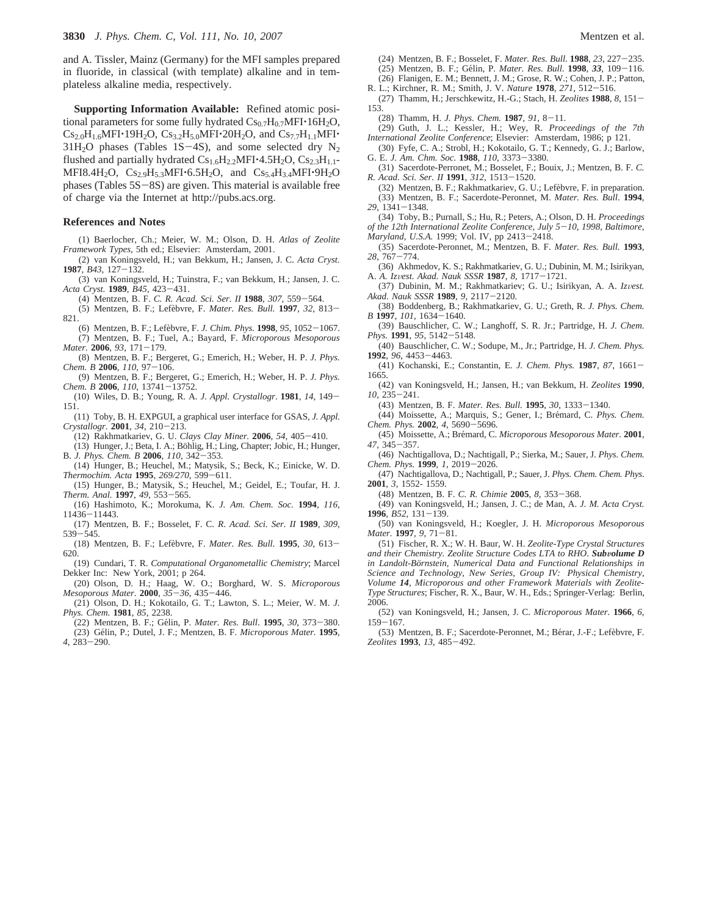and A. Tissler, Mainz (Germany) for the MFI samples prepared in fluoride, in classical (with template) alkaline and in templateless alkaline media, respectively.

**Supporting Information Available:** Refined atomic positional parameters for some fully hydrated $Cs_{0.7}H_{0.7}MFI{\cdot}16H_2O$, $Cs_{2.0}H_{1.6}MFI{\cdot}19H_2O$, $Cs_{3.2}H_{5.0}MFI{\cdot}20H_2O$, and $Cs_{7.7}H_{1.1}MFI{\cdot}31H_2O$ phases (Tables 1S−4S), and some selected dry $N_2$ flushed and partially hydrated $Cs_{1.6}H_{2.2}MFI{\cdot}4.5H_2O$, $Cs_{2.3}H_{1.1}$-$MFI8.4H_2O$, $Cs_{2.9}H_{5.3}MFI{\cdot}6.5H_2O$, and $Cs_{5.4}H_{3.4}MFI{\cdot}9H_2O$ phases (Tables 5S−8S) are given. This material is available free of charge via the Internet at http://pubs.acs.org.

## References and Notes

(1) Baerlocher, Ch.; Meier, W. M.; Olson, D. H. *Atlas of Zeolite Framework Types*, 5th ed.; Elsevier: Amsterdam, 2001.

(2) van Koningsveld, H.; van Bekkum, H.; Jansen, J. C. *Acta Cryst.* **1987**, *B43*, 127−132.

(3) van Koningsveld, H.; Tuinstra, F.; van Bekkum, H.; Jansen, J. C. *Acta Cryst.* **1989**, *B45*, 423−431.

(4) Mentzen, B. F. *C. R. Acad. Sci. Ser. II* **1988**, *307*, 559−564.

(5) Mentzen, B. F.; Lefèbvre, F. *Mater. Res. Bull.* **1997**, *32*, 813−821.

(6) Mentzen, B. F.; Lefèbvre, F. *J. Chim. Phys.* **1998**, *95*, 1052−1067.

(7) Mentzen, B. F.; Tuel, A.; Bayard, F. *Microporous Mesoporous Mater.* **2006**, *93*, 171−179.

(8) Mentzen, B. F.; Bergeret, G.; Emerich, H.; Weber, H. P. *J. Phys. Chem. B* **2006**, *110*, 97−106.

(9) Mentzen, B. F.; Bergeret, G.; Emerich, H.; Weber, H. P. *J. Phys. Chem. B* **2006**, *110*, 13741−13752.

(10) Wiles, D. B.; Young, R. A. *J. Appl. Crystallogr.* **1981**, *14*, 149−151.

(11) Toby, B. H. EXPGUI, a graphical user interface for GSAS, *J. Appl. Crystallogr.* **2001**, *34*, 210−213.

(12) Rakhmatkariev, G. U. *Clays Clay Miner.* **2006**, *54*, 405−410.

(13) Hunger, J.; Beta, I. A.; Böhlig, H.; Ling, Chapter; Jobic, H.; Hunger, B. *J. Phys. Chem. B* **2006**, *110*, 342−353.

(14) Hunger, B.; Heuchel, M.; Matysik, S.; Beck, K.; Einicke, W. D. *Thermochim. Acta* **1995**, *269/270*, 599−611.

(15) Hunger, B.; Matysik, S.; Heuchel, M.; Geidel, E.; Toufar, H. *J. Therm. Anal.* **1997**, *49*, 553−565.

(16) Hashimoto, K.; Morokuma, K. *J. Am. Chem. Soc.* **1994**, *116*, 11436−11443.

(17) Mentzen, B. F.; Bosselet, F. C. *R. Acad. Sci. Ser. II* **1989**, *309*, 539−545.

(18) Mentzen, B. F.; Lefèbvre, F. *Mater. Res. Bull.* **1995**, *30*, 613−620.

(19) Cundari, T. R. *Computational Organometallic Chemistry*; Marcel Dekker Inc: New York, 2001; p 264.

(20) Olson, D. H.; Haag, W. O.; Borghard, W. S. *Microporous Mesoporous Mater.* **2000**, *35−36*, 435−446.

(21) Olson, D. H.; Kokotailo, G. T.; Lawton, S. L.; Meier, W. M. *J. Phys. Chem.* **1981**, *85*, 2238.

(22) Mentzen, B. F.; Gélin, P. *Mater. Res. Bull.* **1995**, *30*, 373−380.

(23) Gélin, P.; Dutel, J. F.; Mentzen, B. F. *Microporous Mater.* **1995**, *4*, 283−290.

(24) Mentzen, B. F.; Bosselet, F. *Mater. Res. Bull.* **1988**, *23*, 227−235.

(25) Mentzen, B. F.; Gélin, P. *Mater. Res. Bull.* **1998**, ***33***, 109−116.

(26) Flanigen, E. M.; Bennett, J. M.; Grose, R. W.; Cohen, J. P.; Patton, R. L.; Kirchner, R. M.; Smith, J. V. *Nature* **1978**, *271*, 512−516.

(27) Thamm, H.; Jerschkewitz, H.-G.; Stach, H. *Zeolites* **1988**, *8*, 151−153.

(28) Thamm, H. *J. Phys. Chem.* **1987**, *91*, 8−11.

(29) Guth, J. L.; Kessler, H.; Wey, R. *Proceedings of the 7th International Zeolite Conference*; Elsevier: Amsterdam, 1986; p 121.

(30) Fyfe, C. A.; Strobl, H.; Kokotailo, G. T.; Kennedy, G. J.; Barlow, G. E. *J. Am. Chm. Soc.* **1988**, *110*, 3373−3380.

(31) Sacerdote-Perronet, M.; Bosselet, F.; Bouix, J.; Mentzen, B. F. *C. R. Acad. Sci. Ser. II* **1991**, *312*, 1513−1520.

(32) Mentzen, B. F.; Rakhmatkariev, G. U.; Lefèbvre, F. in preparation.

(33) Mentzen, B. F.; Sacerdote-Peronnet, M. *Mater. Res. Bull.* **1994**, *29*, 1341−1348.

(34) Toby, B.; Purnall, S.; Hu, R.; Peters, A.; Olson, D. H. *Proceedings of the 12th International Zeolite Conference, July 5−10, 1998, Baltimore, Maryland, U.S.A.* 1999; Vol. IV, pp 2413−2418.

(35) Sacerdote-Peronnet, M.; Mentzen, B. F. *Mater. Res. Bull.* **1993**, *28*, 767−774.

(36) Akhmedov, K. S.; Rakhmatkariev, G. U.; Dubinin, M. M.; Isirikyan, A. *A. Izvest. Akad. Nauk SSSR* **1987**, *8*, 1717−1721.

(37) Dubinin, M. M.; Rakhmatkariev; G. U.; Isirikyan, A. A. *Izvest. Akad. Nauk SSSR* **1989**, *9*, 2117−2120.

(38) Boddenberg, B.; Rakhmatkariev, G. U.; Greth, R. *J. Phys. Chem. B* **1997**, *101*, 1634−1640.

(39) Bauschlicher, C. W.; Langhoff, S. R. Jr.; Partridge, H. *J. Chem. Phys.* **1991**, *95*, 5142−5148.

(40) Bauschlicher, C. W.; Sodupe, M., Jr.; Partridge, H. *J. Chem. Phys.* **1992**, *96*, 4453−4463.

(41) Kochanski, E.; Constantin, E. *J. Chem. Phys.* **1987**, *87*, 1661−1665.

(42) van Koningsveld, H.; Jansen, H.; van Bekkum, H. *Zeolites* **1990**, *10*, 235−241.

(43) Mentzen, B. F. *Mater. Res. Bull.* **1995**, *30*, 1333−1340.

(44) Moissette, A.; Marquis, S.; Gener, I.; Brémard, C. *Phys. Chem. Chem. Phys.* **2002**, *4*, 5690−5696.

(45) Moissette, A.; Brémard, C. *Microporous Mesoporous Mater.* **2001**, *47*, 345−357.

(46) Nachtigallova, D.; Nachtigall, P.; Sierka, M.; Sauer, J. *Phys. Chem. Chem. Phys.* **1999**, *1*, 2019−2026.

(47) Nachtigallova, D.; Nachtigall, P.; Sauer, J. *Phys. Chem. Chem. Phys.* **2001**, *3*, 1552- 1559.

(48) Mentzen, B. F. *C. R. Chimie* **2005**, *8*, 353−368.

(49) van Koningsveld, H.; Jansen, J. C.; de Man, A. *J. M. Acta Cryst.* **1996**, *B52*, 131−139.

(50) van Koningsveld, H.; Koegler, J. H. *Microporous Mesoporous Mater.* **1997**, *9*, 71−81.

(51) Fischer, R. X.; W. H. Baur, W. H. *Zeolite-Type Crystal Structures and their Chemistry. Zeolite Structure Codes LTA to RHO.* ***Subvolume D*** *in Landolt-Börnstein, Numerical Data and Functional Relationships in Science and Technology, New Series, Group IV: Physical Chemistry, Volume* ***14****, Microporous and other Framework Materials with Zeolite-Type Structures*; Fischer, R. X., Baur, W. H., Eds.; Springer-Verlag: Berlin, 2006.

(52) van Koningsveld, H.; Jansen, J. C. *Microporous Mater.* **1966**, *6*, 159−167.

(53) Mentzen, B. F.; Sacerdote-Peronnet, M.; Bérar, J.-F.; Lefèbvre, F. *Zeolites* **1993**, *13*, 485−492.